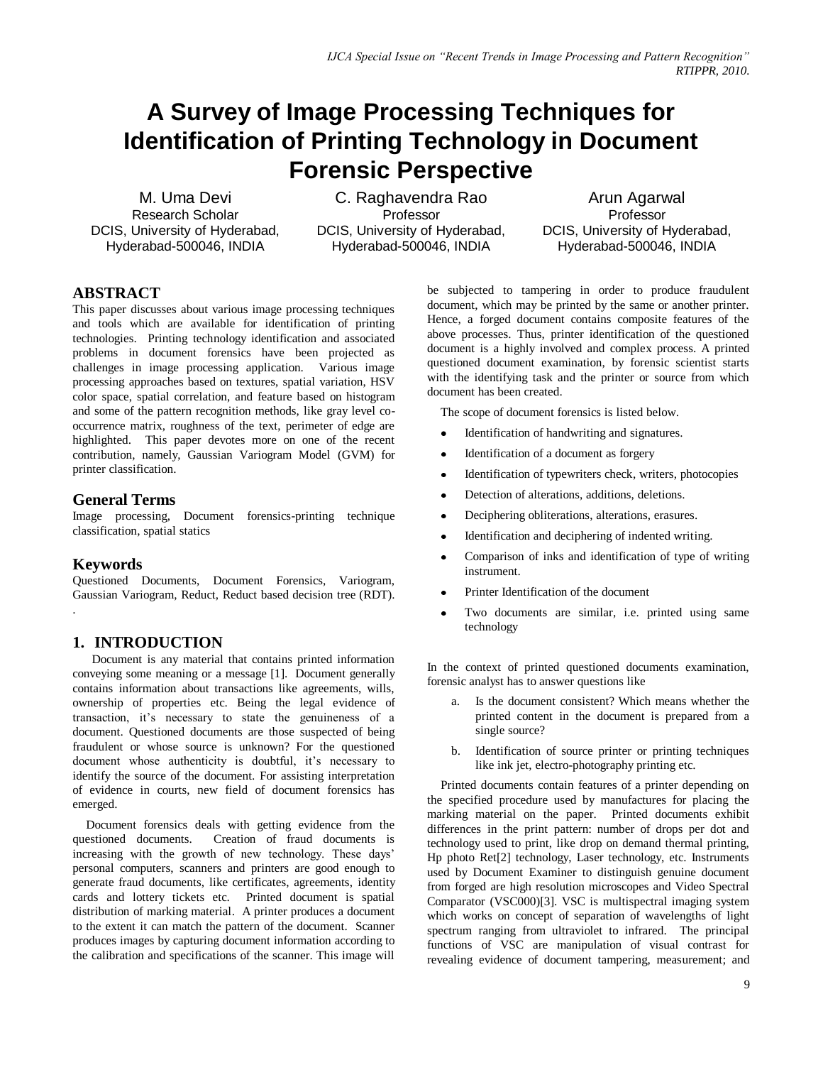# A Survey of Image Processing Techniques for Identification of Printing Technology in Document Forensic Perspective

M. Uma Devi
Research Scholar
DCIS, University of Hyderabad,
Hyderabad-500046, INDIA

C. Raghavendra Rao
Professor
DCIS, University of Hyderabad,
Hyderabad-500046, INDIA

Arun Agarwal
Professor
DCIS, University of Hyderabad,
Hyderabad-500046, INDIA

## ABSTRACT

This paper discusses about various image processing techniques and tools which are available for identification of printing technologies. Printing technology identification and associated problems in document forensics have been projected as challenges in image processing application. Various image processing approaches based on textures, spatial variation, HSV color space, spatial correlation, and feature based on histogram and some of the pattern recognition methods, like gray level co-occurrence matrix, roughness of the text, perimeter of edge are highlighted. This paper devotes more on one of the recent contribution, namely, Gaussian Variogram Model (GVM) for printer classification.

## General Terms

Image processing, Document forensics-printing technique classification, spatial statics

## Keywords

Questioned Documents, Document Forensics, Variogram, Gaussian Variogram, Reduct, Reduct based decision tree (RDT).

.

## 1. INTRODUCTION

Document is any material that contains printed information conveying some meaning or a message [1]. Document generally contains information about transactions like agreements, wills, ownership of properties etc. Being the legal evidence of transaction, it's necessary to state the genuineness of a document. Questioned documents are those suspected of being fraudulent or whose source is unknown? For the questioned document whose authenticity is doubtful, it's necessary to identify the source of the document. For assisting interpretation of evidence in courts, new field of document forensics has emerged.

Document forensics deals with getting evidence from the questioned documents. Creation of fraud documents is increasing with the growth of new technology. These days' personal computers, scanners and printers are good enough to generate fraud documents, like certificates, agreements, identity cards and lottery tickets etc. Printed document is spatial distribution of marking material. A printer produces a document to the extent it can match the pattern of the document. Scanner produces images by capturing document information according to the calibration and specifications of the scanner. This image will be subjected to tampering in order to produce fraudulent document, which may be printed by the same or another printer. Hence, a forged document contains composite features of the above processes. Thus, printer identification of the questioned document is a highly involved and complex process. A printed questioned document examination, by forensic scientist starts with the identifying task and the printer or source from which document has been created.

The scope of document forensics is listed below.

- Identification of handwriting and signatures.
- Identification of a document as forgery
- Identification of typewriters check, writers, photocopies
- Detection of alterations, additions, deletions.
- Deciphering obliterations, alterations, erasures.
- Identification and deciphering of indented writing.
- Comparison of inks and identification of type of writing instrument.
- Printer Identification of the document
- Two documents are similar, i.e. printed using same technology

In the context of printed questioned documents examination, forensic analyst has to answer questions like

a. Is the document consistent? Which means whether the printed content in the document is prepared from a single source?
b. Identification of source printer or printing techniques like ink jet, electro-photography printing etc.

Printed documents contain features of a printer depending on the specified procedure used by manufactures for placing the marking material on the paper. Printed documents exhibit differences in the print pattern: number of drops per dot and technology used to print, like drop on demand thermal printing, Hp photo Ret[2] technology, Laser technology, etc. Instruments used by Document Examiner to distinguish genuine document from forged are high resolution microscopes and Video Spectral Comparator (VSC000)[3]. VSC is multispectral imaging system which works on concept of separation of wavelengths of light spectrum ranging from ultraviolet to infrared. The principal functions of VSC are manipulation of visual contrast for revealing evidence of document tampering, measurement; and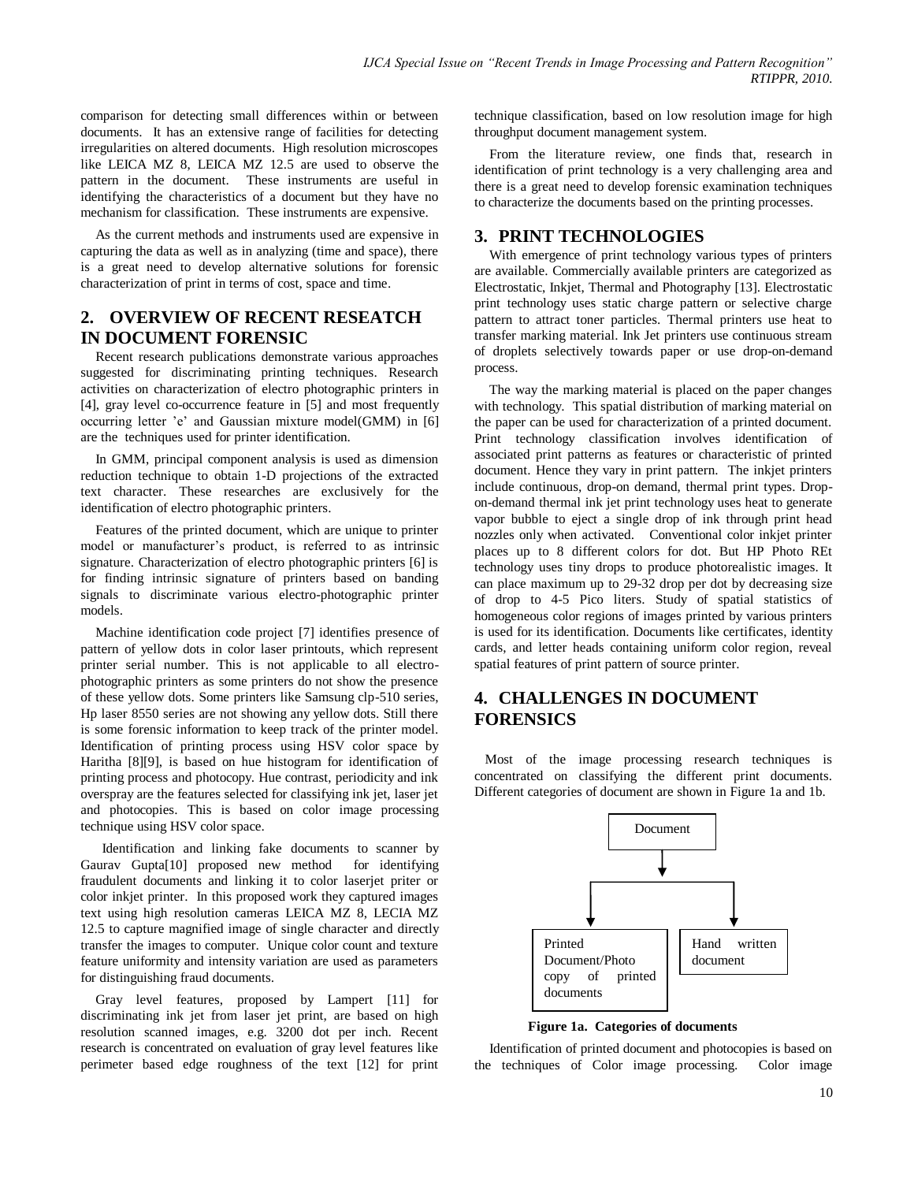comparison for detecting small differences within or between documents. It has an extensive range of facilities for detecting irregularities on altered documents. High resolution microscopes like LEICA MZ 8, LEICA MZ 12.5 are used to observe the pattern in the document. These instruments are useful in identifying the characteristics of a document but they have no mechanism for classification. These instruments are expensive.

As the current methods and instruments used are expensive in capturing the data as well as in analyzing (time and space), there is a great need to develop alternative solutions for forensic characterization of print in terms of cost, space and time.

## 2. OVERVIEW OF RECENT RESEATCH IN DOCUMENT FORENSIC

Recent research publications demonstrate various approaches suggested for discriminating printing techniques. Research activities on characterization of electro photographic printers in [4], gray level co-occurrence feature in [5] and most frequently occurring letter 'e' and Gaussian mixture model(GMM) in [6] are the techniques used for printer identification.

In GMM, principal component analysis is used as dimension reduction technique to obtain 1-D projections of the extracted text character. These researches are exclusively for the identification of electro photographic printers.

Features of the printed document, which are unique to printer model or manufacturer's product, is referred to as intrinsic signature. Characterization of electro photographic printers [6] is for finding intrinsic signature of printers based on banding signals to discriminate various electro-photographic printer models.

Machine identification code project [7] identifies presence of pattern of yellow dots in color laser printouts, which represent printer serial number. This is not applicable to all electro-photographic printers as some printers do not show the presence of these yellow dots. Some printers like Samsung clp-510 series, Hp laser 8550 series are not showing any yellow dots. Still there is some forensic information to keep track of the printer model. Identification of printing process using HSV color space by Haritha [8][9], is based on hue histogram for identification of printing process and photocopy. Hue contrast, periodicity and ink overspray are the features selected for classifying ink jet, laser jet and photocopies. This is based on color image processing technique using HSV color space.

Identification and linking fake documents to scanner by Gaurav Gupta[10] proposed new method for identifying fraudulent documents and linking it to color laserjet priter or color inkjet printer. In this proposed work they captured images text using high resolution cameras LEICA MZ 8, LECIA MZ 12.5 to capture magnified image of single character and directly transfer the images to computer. Unique color count and texture feature uniformity and intensity variation are used as parameters for distinguishing fraud documents.

Gray level features, proposed by Lampert [11] for discriminating ink jet from laser jet print, are based on high resolution scanned images, e.g. 3200 dot per inch. Recent research is concentrated on evaluation of gray level features like perimeter based edge roughness of the text [12] for print technique classification, based on low resolution image for high throughput document management system.

From the literature review, one finds that, research in identification of print technology is a very challenging area and there is a great need to develop forensic examination techniques to characterize the documents based on the printing processes.

## 3. PRINT TECHNOLOGIES

With emergence of print technology various types of printers are available. Commercially available printers are categorized as Electrostatic, Inkjet, Thermal and Photography [13]. Electrostatic print technology uses static charge pattern or selective charge pattern to attract toner particles. Thermal printers use heat to transfer marking material. Ink Jet printers use continuous stream of droplets selectively towards paper or use drop-on-demand process.

The way the marking material is placed on the paper changes with technology. This spatial distribution of marking material on the paper can be used for characterization of a printed document. Print technology classification involves identification of associated print patterns as features or characteristic of printed document. Hence they vary in print pattern. The inkjet printers include continuous, drop-on demand, thermal print types. Drop-on-demand thermal ink jet print technology uses heat to generate vapor bubble to eject a single drop of ink through print head nozzles only when activated. Conventional color inkjet printer places up to 8 different colors for dot. But HP Photo REt technology uses tiny drops to produce photorealistic images. It can place maximum up to 29-32 drop per dot by decreasing size of drop to 4-5 Pico liters. Study of spatial statistics of homogeneous color regions of images printed by various printers is used for its identification. Documents like certificates, identity cards, and letter heads containing uniform color region, reveal spatial features of print pattern of source printer.

## 4. CHALLENGES IN DOCUMENT FORENSICS

Most of the image processing research techniques is concentrated on classifying the different print documents. Different categories of document are shown in Figure 1a and 1b.

Document
- Printed Document/Photo copy of printed documents
- Hand written document

**Figure 1a. Categories of documents**

Identification of printed document and photocopies is based on the techniques of Color image processing. Color image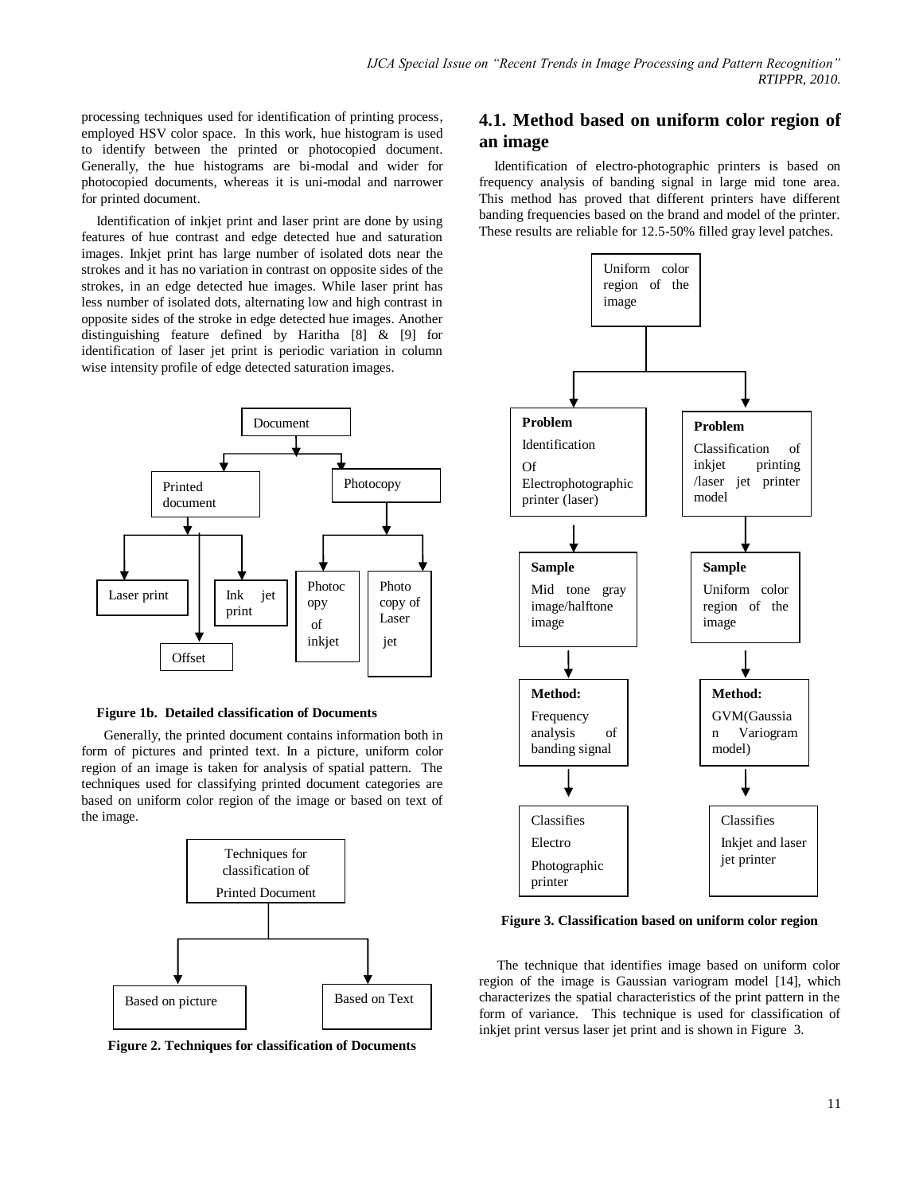processing techniques used for identification of printing process, employed HSV color space. In this work, hue histogram is used to identify between the printed or photocopied document. Generally, the hue histograms are bi-modal and wider for photocopied documents, whereas it is uni-modal and narrower for printed document.

Identification of inkjet print and laser print are done by using features of hue contrast and edge detected hue and saturation images. Inkjet print has large number of isolated dots near the strokes and it has no variation in contrast on opposite sides of the strokes, in an edge detected hue images. While laser print has less number of isolated dots, alternating low and high contrast in opposite sides of the stroke in edge detected hue images. Another distinguishing feature defined by Haritha [8] & [9] for identification of laser jet print is periodic variation in column wise intensity profile of edge detected saturation images.

Document

Printed document | Photocopy

Laser print | Ink jet print | Offset | Photocopy of inkjet | Photo copy of Laser jet

**Figure 1b. Detailed classification of Documents**

Generally, the printed document contains information both in form of pictures and printed text. In a picture, uniform color region of an image is taken for analysis of spatial pattern. The techniques used for classifying printed document categories are based on uniform color region of the image or based on text of the image.

Techniques for classification of Printed Document

Based on picture | Based on Text

**Figure 2. Techniques for classification of Documents**

## 4.1. Method based on uniform color region of an image

Identification of electro-photographic printers is based on frequency analysis of banding signal in large mid tone area. This method has proved that different printers have different banding frequencies based on the brand and model of the printer. These results are reliable for 12.5-50% filled gray level patches.

Uniform color region of the image

| **Problem** Identification Of Electrophotographic printer (laser) | **Problem** Classification of inkjet printing /laser jet printer model |
|---|---|
| **Sample** Mid tone gray image/halftone image | **Sample** Uniform color region of the image |
| **Method:** Frequency analysis of banding signal | **Method:** GVM(Gaussian Variogram model) |
| Classifies Electro Photographic printer | Classifies Inkjet and laser jet printer |

**Figure 3. Classification based on uniform color region**

The technique that identifies image based on uniform color region of the image is Gaussian variogram model [14], which characterizes the spatial characteristics of the print pattern in the form of variance. This technique is used for classification of inkjet print versus laser jet print and is shown in Figure 3.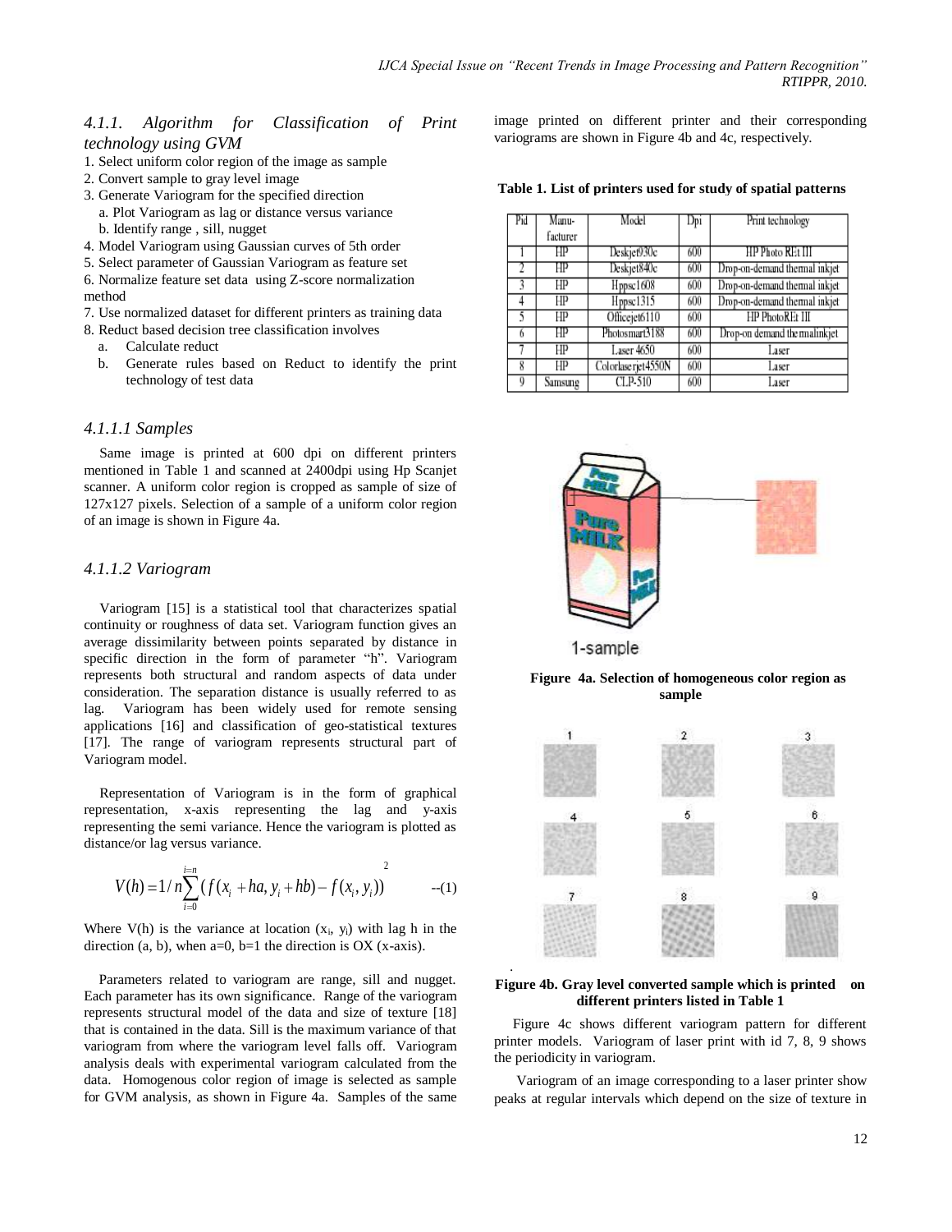### *4.1.1. Algorithm for Classification of Print technology using GVM*

1. Select uniform color region of the image as sample
2. Convert sample to gray level image
3. Generate Variogram for the specified direction
   a. Plot Variogram as lag or distance versus variance
   b. Identify range , sill, nugget
4. Model Variogram using Gaussian curves of 5th order
5. Select parameter of Gaussian Variogram as feature set
6. Normalize feature set data using Z-score normalization method
7. Use normalized dataset for different printers as training data
8. Reduct based decision tree classification involves
   a. Calculate reduct
   b. Generate rules based on Reduct to identify the print technology of test data

#### *4.1.1.1 Samples*

Same image is printed at 600 dpi on different printers mentioned in Table 1 and scanned at 2400dpi using Hp Scanjet scanner. A uniform color region is cropped as sample of size of 127x127 pixels. Selection of a sample of a uniform color region of an image is shown in Figure 4a.

#### *4.1.1.2 Variogram*

Variogram [15] is a statistical tool that characterizes spatial continuity or roughness of data set. Variogram function gives an average dissimilarity between points separated by distance in specific direction in the form of parameter "h". Variogram represents both structural and random aspects of data under consideration. The separation distance is usually referred to as lag. Variogram has been widely used for remote sensing applications [16] and classification of geo-statistical textures [17]. The range of variogram represents structural part of Variogram model.

Representation of Variogram is in the form of graphical representation, x-axis representing the lag and y-axis representing the semi variance. Hence the variogram is plotted as distance/or lag versus variance.

$$V(h) = 1/n \sum_{i=0}^{i=n} \left( f(x_i + ha, y_i + hb) - f(x_i, y_i) \right)^2 \quad \text{--(1)}$$

Where V(h) is the variance at location ($x_i$, $y_i$) with lag h in the direction (a, b), when a=0, b=1 the direction is OX (x-axis).

Parameters related to variogram are range, sill and nugget. Each parameter has its own significance. Range of the variogram represents structural model of the data and size of texture [18] that is contained in the data. Sill is the maximum variance of that variogram from where the variogram level falls off. Variogram analysis deals with experimental variogram calculated from the data. Homogenous color region of image is selected as sample for GVM analysis, as shown in Figure 4a. Samples of the same image printed on different printer and their corresponding variograms are shown in Figure 4b and 4c, respectively.

**Table 1. List of printers used for study of spatial patterns**

| Pid | Manu-facturer | Model | Dpi | Print technology |
|---|---|---|---|---|
| 1 | HP | Deskjet930c | 600 | HP Photo REt III |
| 2 | HP | Deskjet840c | 600 | Drop-on-demand thermal inkjet |
| 3 | HP | Hppsc1608 | 600 | Drop-on-demand thermal inkjet |
| 4 | HP | Hppsc1315 | 600 | Drop-on-demand thermal inkjet |
| 5 | HP | Officejet6110 | 600 | HP PhotoREt III |
| 6 | HP | Photosmart3188 | 600 | Drop-on demand thermalinkjet |
| 7 | HP | Laser 4650 | 600 | Laser |
| 8 | HP | Colorlaserjet4550N | 600 | Laser |
| 9 | Samsung | CLP-510 | 600 | Laser |

1-sample

**Figure 4a. Selection of homogeneous color region as sample**

**Figure 4b. Gray level converted sample which is printed on different printers listed in Table 1**

Figure 4c shows different variogram pattern for different printer models. Variogram of laser print with id 7, 8, 9 shows the periodicity in variogram.

Variogram of an image corresponding to a laser printer show peaks at regular intervals which depend on the size of texture in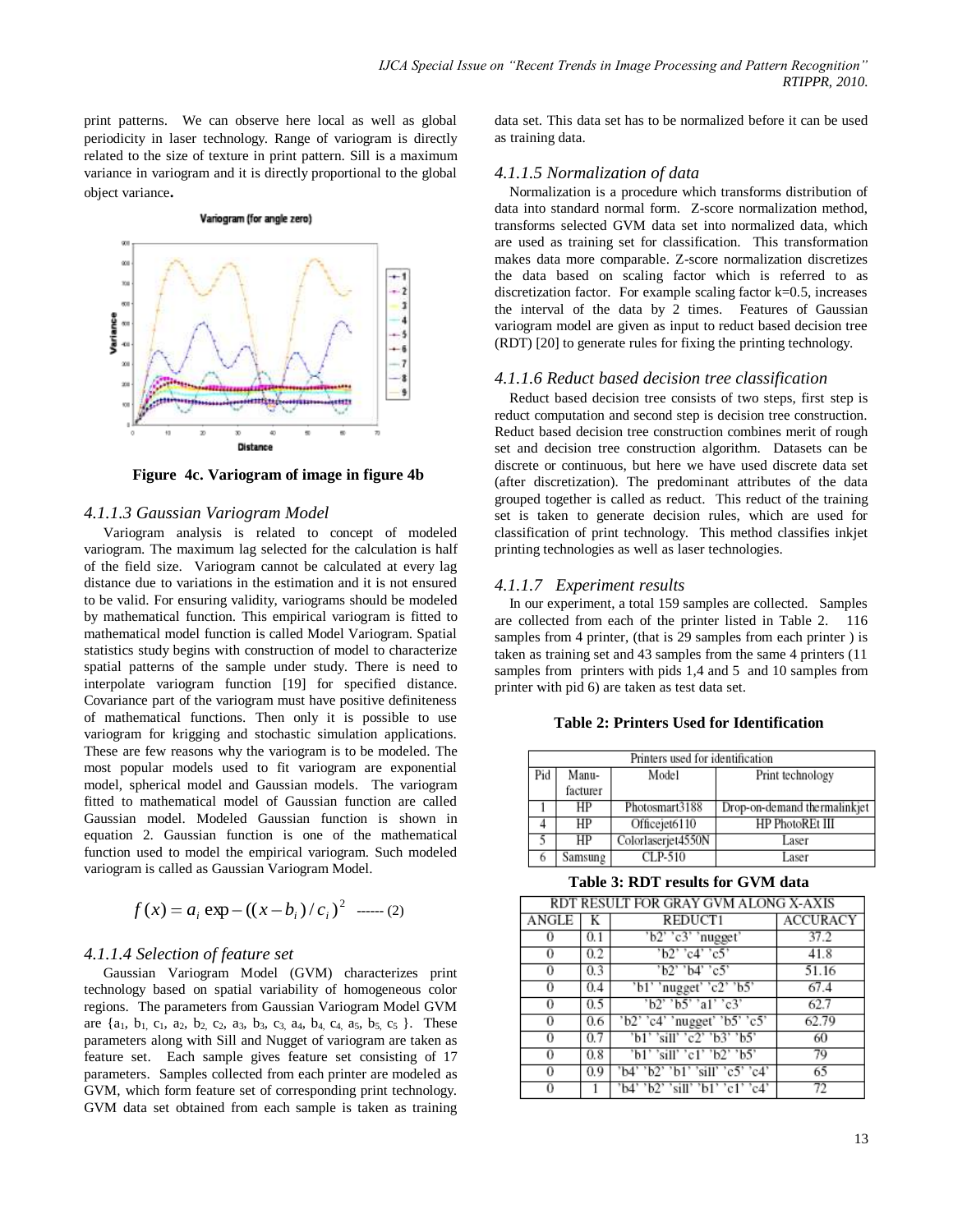print patterns. We can observe here local as well as global periodicity in laser technology. Range of variogram is directly related to the size of texture in print pattern. Sill is a maximum variance in variogram and it is directly proportional to the global object variance**.**

**Figure 4c. Variogram of image in figure 4b**

### *4.1.1.3 Gaussian Variogram Model*

Variogram analysis is related to concept of modeled variogram. The maximum lag selected for the calculation is half of the field size. Variogram cannot be calculated at every lag distance due to variations in the estimation and it is not ensured to be valid. For ensuring validity, variograms should be modeled by mathematical function. This empirical variogram is fitted to mathematical model function is called Model Variogram. Spatial statistics study begins with construction of model to characterize spatial patterns of the sample under study. There is need to interpolate variogram function [19] for specified distance. Covariance part of the variogram must have positive definiteness of mathematical functions. Then only it is possible to use variogram for krigging and stochastic simulation applications. These are few reasons why the variogram is to be modeled. The most popular models used to fit variogram are exponential model, spherical model and Gaussian models. The variogram fitted to mathematical model of Gaussian function are called Gaussian model. Modeled Gaussian function is shown in equation 2. Gaussian function is one of the mathematical function used to model the empirical variogram. Such modeled variogram is called as Gaussian Variogram Model.

$$f(x) = a_i \exp - ((x - b_i)/c_i)^2 \quad \text{------ (2)}$$

### *4.1.1.4 Selection of feature set*

Gaussian Variogram Model (GVM) characterizes print technology based on spatial variability of homogeneous color regions. The parameters from Gaussian Variogram Model GVM are $\{a_1, b_1, c_1, a_2, b_2, c_2, a_3, b_3, c_3, a_4, b_4, c_4, a_5, b_5, c_5\}$. These parameters along with Sill and Nugget of variogram are taken as feature set. Each sample gives feature set consisting of 17 parameters. Samples collected from each printer are modeled as GVM, which form feature set of corresponding print technology. GVM data set obtained from each sample is taken as training data set. This data set has to be normalized before it can be used as training data.

### *4.1.1.5 Normalization of data*

Normalization is a procedure which transforms distribution of data into standard normal form. Z-score normalization method, transforms selected GVM data set into normalized data, which are used as training set for classification. This transformation makes data more comparable. Z-score normalization discretizes the data based on scaling factor which is referred to as discretization factor. For example scaling factor k=0.5, increases the interval of the data by 2 times. Features of Gaussian variogram model are given as input to reduct based decision tree (RDT) [20] to generate rules for fixing the printing technology.

### *4.1.1.6 Reduct based decision tree classification*

Reduct based decision tree consists of two steps, first step is reduct computation and second step is decision tree construction. Reduct based decision tree construction combines merit of rough set and decision tree construction algorithm. Datasets can be discrete or continuous, but here we have used discrete data set (after discretization). The predominant attributes of the data grouped together is called as reduct. This reduct of the training set is taken to generate decision rules, which are used for classification of print technology. This method classifies inkjet printing technologies as well as laser technologies.

### *4.1.1.7 Experiment results*

In our experiment, a total 159 samples are collected. Samples are collected from each of the printer listed in Table 2. 116 samples from 4 printer, (that is 29 samples from each printer ) is taken as training set and 43 samples from the same 4 printers (11 samples from printers with pids 1,4 and 5 and 10 samples from printer with pid 6) are taken as test data set.

**Table 2: Printers Used for Identification**

| Printers used for identification | | | |
|---|---|---|---|
| Pid | Manu-facturer | Model | Print technology |
| 1 | HP | Photosmart3188 | Drop-on-demand thermalinkjet |
| 4 | HP | Officejet6110 | HP PhotoREt III |
| 5 | HP | Colorlaserjet4550N | Laser |
| 6 | Samsung | CLP-510 | Laser |

**Table 3: RDT results for GVM data**

| RDT RESULT FOR GRAY GVM ALONG X-AXIS | | | |
|---|---|---|---|
| ANGLE | K | REDUCT1 | ACCURACY |
| 0 | 0.1 | 'b2' 'c3' 'nugget' | 37.2 |
| 0 | 0.2 | 'b2' 'c4' 'c5' | 41.8 |
| 0 | 0.3 | 'b2' 'b4' 'c5' | 51.16 |
| 0 | 0.4 | 'b1' 'nugget' 'c2' 'b5' | 67.4 |
| 0 | 0.5 | 'b2' 'b5' 'a1' 'c3' | 62.7 |
| 0 | 0.6 | 'b2' 'c4' 'nugget' 'b5' 'c5' | 62.79 |
| 0 | 0.7 | 'b1' 'sill' 'c2' 'b3' 'b5' | 60 |
| 0 | 0.8 | 'b1' 'sill' 'c1' 'b2' 'b5' | 79 |
| 0 | 0.9 | 'b4' 'b2' 'b1' 'sill' 'c5' 'c4' | 65 |
| 0 | 1 | 'b4' 'b2' 'sill' 'b1' 'c1' 'c4' | 72 |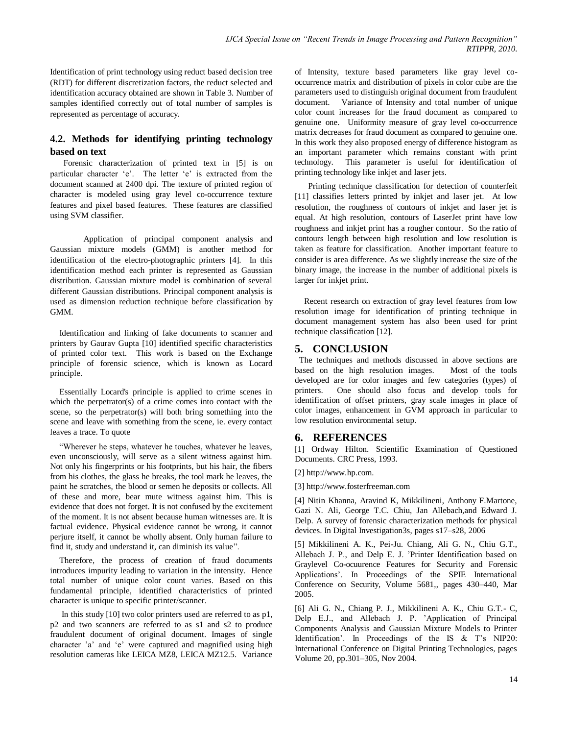Identification of print technology using reduct based decision tree (RDT) for different discretization factors, the reduct selected and identification accuracy obtained are shown in Table 3. Number of samples identified correctly out of total number of samples is represented as percentage of accuracy.

### 4.2. Methods for identifying printing technology based on text

Forensic characterization of printed text in [5] is on particular character 'e'. The letter 'e' is extracted from the document scanned at 2400 dpi. The texture of printed region of character is modeled using gray level co-occurrence texture features and pixel based features. These features are classified using SVM classifier.

Application of principal component analysis and Gaussian mixture models (GMM) is another method for identification of the electro-photographic printers [4]. In this identification method each printer is represented as Gaussian distribution. Gaussian mixture model is combination of several different Gaussian distributions. Principal component analysis is used as dimension reduction technique before classification by GMM.

Identification and linking of fake documents to scanner and printers by Gaurav Gupta [10] identified specific characteristics of printed color text. This work is based on the Exchange principle of forensic science, which is known as Locard principle.

Essentially Locard's principle is applied to crime scenes in which the perpetrator(s) of a crime comes into contact with the scene, so the perpetrator(s) will both bring something into the scene and leave with something from the scene, ie. every contact leaves a trace. To quote

"Wherever he steps, whatever he touches, whatever he leaves, even unconsciously, will serve as a silent witness against him. Not only his fingerprints or his footprints, but his hair, the fibers from his clothes, the glass he breaks, the tool mark he leaves, the paint he scratches, the blood or semen he deposits or collects. All of these and more, bear mute witness against him. This is evidence that does not forget. It is not confused by the excitement of the moment. It is not absent because human witnesses are. It is factual evidence. Physical evidence cannot be wrong, it cannot perjure itself, it cannot be wholly absent. Only human failure to find it, study and understand it, can diminish its value".

Therefore, the process of creation of fraud documents introduces impurity leading to variation in the intensity. Hence total number of unique color count varies. Based on this fundamental principle, identified characteristics of printed character is unique to specific printer/scanner.

In this study [10] two color printers used are referred to as p1, p2 and two scanners are referred to as s1 and s2 to produce fraudulent document of original document. Images of single character 'a' and 'e' were captured and magnified using high resolution cameras like LEICA MZ8, LEICA MZ12.5. Variance of Intensity, texture based parameters like gray level co-occurrence matrix and distribution of pixels in color cube are the parameters used to distinguish original document from fraudulent document. Variance of Intensity and total number of unique color count increases for the fraud document as compared to genuine one. Uniformity measure of gray level co-occurrence matrix decreases for fraud document as compared to genuine one. In this work they also proposed energy of difference histogram as an important parameter which remains constant with print technology. This parameter is useful for identification of printing technology like inkjet and laser jets.

Printing technique classification for detection of counterfeit [11] classifies letters printed by inkjet and laser jet. At low resolution, the roughness of contours of inkjet and laser jet is equal. At high resolution, contours of LaserJet print have low roughness and inkjet print has a rougher contour. So the ratio of contours length between high resolution and low resolution is taken as feature for classification. Another important feature to consider is area difference. As we slightly increase the size of the binary image, the increase in the number of additional pixels is larger for inkjet print.

Recent research on extraction of gray level features from low resolution image for identification of printing technique in document management system has also been used for print technique classification [12].

## 5. CONCLUSION

The techniques and methods discussed in above sections are based on the high resolution images. Most of the tools developed are for color images and few categories (types) of printers. One should also focus and develop tools for identification of offset printers, gray scale images in place of color images, enhancement in GVM approach in particular to low resolution environmental setup.

## 6. REFERENCES

[1] Ordway Hilton. Scientific Examination of Questioned Documents. CRC Press, 1993.

[2] http://www.hp.com.

[3] http://www.fosterfreeman.com

[4] Nitin Khanna, Aravind K, Mikkilineni, Anthony F.Martone, Gazi N. Ali, George T.C. Chiu, Jan Allebach,and Edward J. Delp. A survey of forensic characterization methods for physical devices. In Digital Investigation3s, pages s17–s28, 2006

[5] Mikkilineni A. K., Pei-Ju. Chiang, Ali G. N., Chiu G.T., Allebach J. P., and Delp E. J. 'Printer Identification based on Graylevel Co-ocuurence Features for Security and Forensic Applications'. In Proceedings of the SPIE International Conference on Security, Volume 5681,, pages 430–440, Mar 2005.

[6] Ali G. N., Chiang P. J., Mikkilineni A. K., Chiu G.T.- C, Delp E.J., and Allebach J. P. 'Application of Principal Components Analysis and Gaussian Mixture Models to Printer Identification'. In Proceedings of the IS & T's NIP20: International Conference on Digital Printing Technologies, pages Volume 20, pp.301–305, Nov 2004.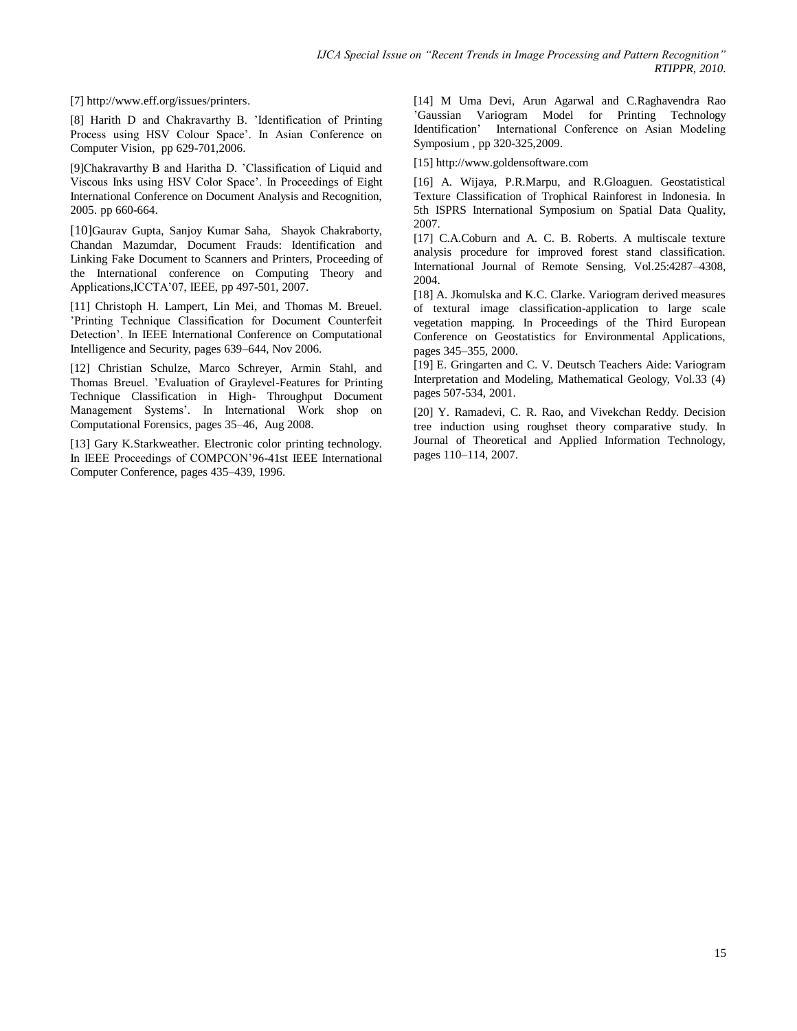[7] http://www.eff.org/issues/printers.

[8] Harith D and Chakravarthy B. 'Identification of Printing Process using HSV Colour Space'. In Asian Conference on Computer Vision, pp 629-701,2006.

[9]Chakravarthy B and Haritha D. 'Classification of Liquid and Viscous Inks using HSV Color Space'. In Proceedings of Eight International Conference on Document Analysis and Recognition, 2005. pp 660-664.

[10]Gaurav Gupta, Sanjoy Kumar Saha, Shayok Chakraborty, Chandan Mazumdar, Document Frauds: Identification and Linking Fake Document to Scanners and Printers, Proceeding of the International conference on Computing Theory and Applications,ICCTA'07, IEEE, pp 497-501, 2007.

[11] Christoph H. Lampert, Lin Mei, and Thomas M. Breuel. 'Printing Technique Classification for Document Counterfeit Detection'. In IEEE International Conference on Computational Intelligence and Security, pages 639–644, Nov 2006.

[12] Christian Schulze, Marco Schreyer, Armin Stahl, and Thomas Breuel. 'Evaluation of Graylevel-Features for Printing Technique Classification in High- Throughput Document Management Systems'. In International Work shop on Computational Forensics, pages 35–46, Aug 2008.

[13] Gary K.Starkweather. Electronic color printing technology. In IEEE Proceedings of COMPCON'96-41st IEEE International Computer Conference, pages 435–439, 1996.

[14] M Uma Devi, Arun Agarwal and C.Raghavendra Rao 'Gaussian Variogram Model for Printing Technology Identification' International Conference on Asian Modeling Symposium , pp 320-325,2009.

[15] http://www.goldensoftware.com

[16] A. Wijaya, P.R.Marpu, and R.Gloaguen. Geostatistical Texture Classification of Trophical Rainforest in Indonesia. In 5th ISPRS International Symposium on Spatial Data Quality, 2007.

[17] C.A.Coburn and A. C. B. Roberts. A multiscale texture analysis procedure for improved forest stand classification. International Journal of Remote Sensing, Vol.25:4287–4308, 2004.

[18] A. Jkomulska and K.C. Clarke. Variogram derived measures of textural image classification-application to large scale vegetation mapping. In Proceedings of the Third European Conference on Geostatistics for Environmental Applications, pages 345–355, 2000.

[19] E. Gringarten and C. V. Deutsch Teachers Aide: Variogram Interpretation and Modeling, Mathematical Geology, Vol.33 (4) pages 507-534, 2001.

[20] Y. Ramadevi, C. R. Rao, and Vivekchan Reddy. Decision tree induction using roughset theory comparative study. In Journal of Theoretical and Applied Information Technology, pages 110–114, 2007.